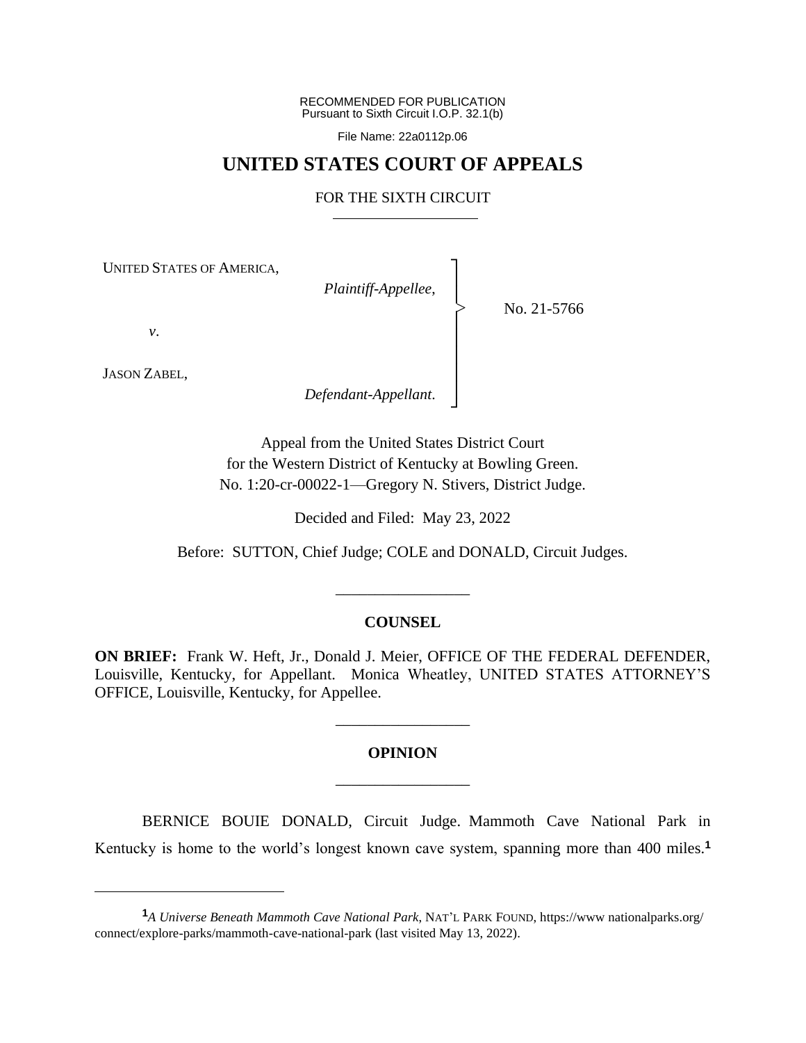RECOMMENDED FOR PUBLICATION
Pursuant to Sixth Circuit I.O.P. 32.1(b)

File Name: 22a0112p.06

# UNITED STATES COURT OF APPEALS

## FOR THE SIXTH CIRCUIT

UNITED STATES OF AMERICA,

*Plaintiff-Appellee*,

*v*.

JASON ZABEL,

*Defendant-Appellant*.

No. 21-5766

Appeal from the United States District Court
for the Western District of Kentucky at Bowling Green.
No. 1:20-cr-00022-1—Gregory N. Stivers, District Judge.

Decided and Filed: May 23, 2022

Before: SUTTON, Chief Judge; COLE and DONALD, Circuit Judges.

---

## COUNSEL

**ON BRIEF:** Frank W. Heft, Jr., Donald J. Meier, OFFICE OF THE FEDERAL DEFENDER, Louisville, Kentucky, for Appellant. Monica Wheatley, UNITED STATES ATTORNEY'S OFFICE, Louisville, Kentucky, for Appellee.

---

## OPINION

---

BERNICE BOUIE DONALD, Circuit Judge. Mammoth Cave National Park in Kentucky is home to the world's longest known cave system, spanning more than 400 miles.[1]

---

[1] *A Universe Beneath Mammoth Cave National Park*, NAT'L PARK FOUND, https://www nationalparks.org/connect/explore-parks/mammoth-cave-national-park (last visited May 13, 2022).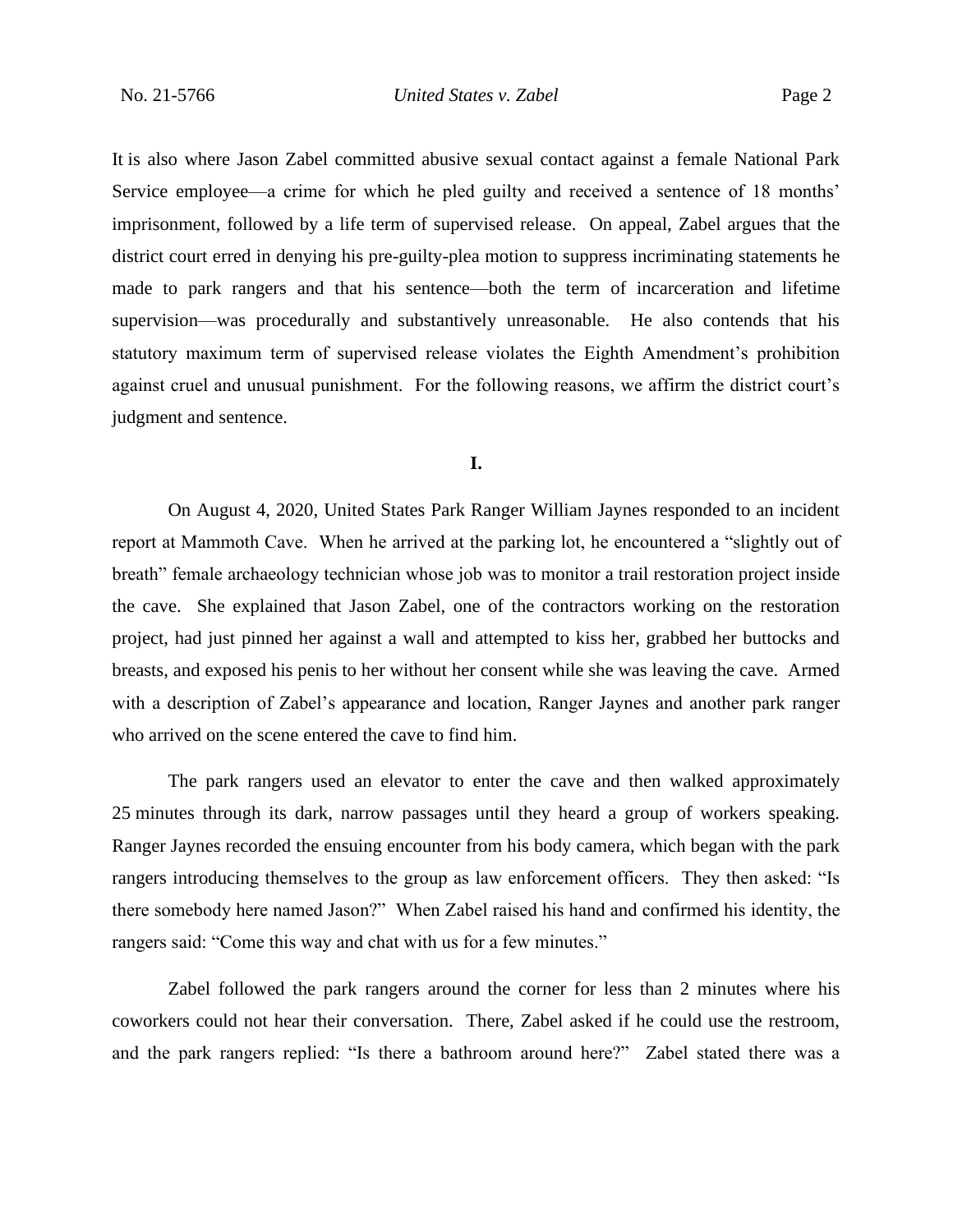It is also where Jason Zabel committed abusive sexual contact against a female National Park Service employee—a crime for which he pled guilty and received a sentence of 18 months' imprisonment, followed by a life term of supervised release. On appeal, Zabel argues that the district court erred in denying his pre-guilty-plea motion to suppress incriminating statements he made to park rangers and that his sentence—both the term of incarceration and lifetime supervision—was procedurally and substantively unreasonable. He also contends that his statutory maximum term of supervised release violates the Eighth Amendment's prohibition against cruel and unusual punishment. For the following reasons, we affirm the district court's judgment and sentence.

## I.

On August 4, 2020, United States Park Ranger William Jaynes responded to an incident report at Mammoth Cave. When he arrived at the parking lot, he encountered a "slightly out of breath" female archaeology technician whose job was to monitor a trail restoration project inside the cave. She explained that Jason Zabel, one of the contractors working on the restoration project, had just pinned her against a wall and attempted to kiss her, grabbed her buttocks and breasts, and exposed his penis to her without her consent while she was leaving the cave. Armed with a description of Zabel's appearance and location, Ranger Jaynes and another park ranger who arrived on the scene entered the cave to find him.

The park rangers used an elevator to enter the cave and then walked approximately 25 minutes through its dark, narrow passages until they heard a group of workers speaking. Ranger Jaynes recorded the ensuing encounter from his body camera, which began with the park rangers introducing themselves to the group as law enforcement officers. They then asked: "Is there somebody here named Jason?" When Zabel raised his hand and confirmed his identity, the rangers said: "Come this way and chat with us for a few minutes."

Zabel followed the park rangers around the corner for less than 2 minutes where his coworkers could not hear their conversation. There, Zabel asked if he could use the restroom, and the park rangers replied: "Is there a bathroom around here?" Zabel stated there was a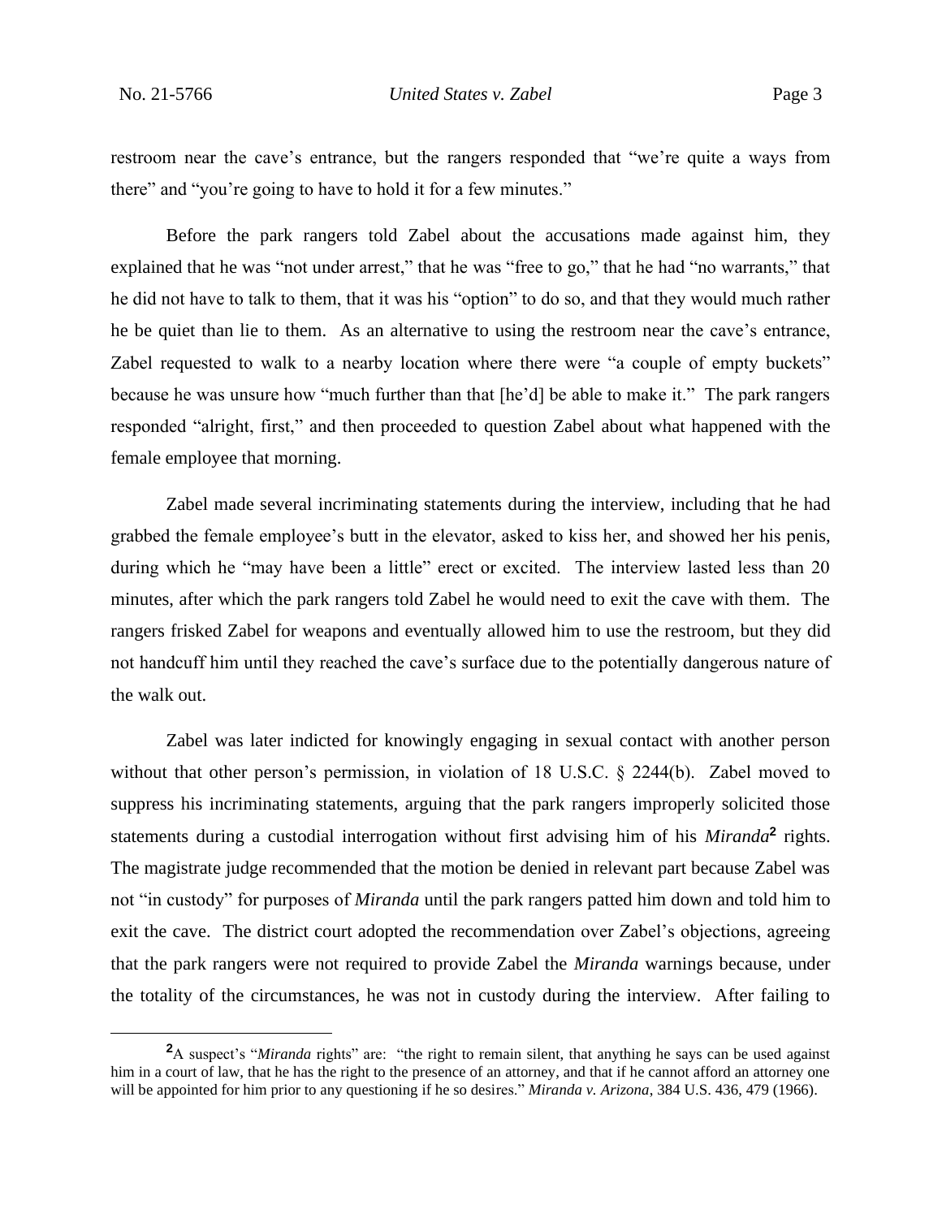restroom near the cave's entrance, but the rangers responded that "we're quite a ways from there" and "you're going to have to hold it for a few minutes."

Before the park rangers told Zabel about the accusations made against him, they explained that he was "not under arrest," that he was "free to go," that he had "no warrants," that he did not have to talk to them, that it was his "option" to do so, and that they would much rather he be quiet than lie to them. As an alternative to using the restroom near the cave's entrance, Zabel requested to walk to a nearby location where there were "a couple of empty buckets" because he was unsure how "much further than that [he'd] be able to make it." The park rangers responded "alright, first," and then proceeded to question Zabel about what happened with the female employee that morning.

Zabel made several incriminating statements during the interview, including that he had grabbed the female employee's butt in the elevator, asked to kiss her, and showed her his penis, during which he "may have been a little" erect or excited. The interview lasted less than 20 minutes, after which the park rangers told Zabel he would need to exit the cave with them. The rangers frisked Zabel for weapons and eventually allowed him to use the restroom, but they did not handcuff him until they reached the cave's surface due to the potentially dangerous nature of the walk out.

Zabel was later indicted for knowingly engaging in sexual contact with another person without that other person's permission, in violation of 18 U.S.C. § 2244(b). Zabel moved to suppress his incriminating statements, arguing that the park rangers improperly solicited those statements during a custodial interrogation without first advising him of his *Miranda*[2] rights. The magistrate judge recommended that the motion be denied in relevant part because Zabel was not "in custody" for purposes of *Miranda* until the park rangers patted him down and told him to exit the cave. The district court adopted the recommendation over Zabel's objections, agreeing that the park rangers were not required to provide Zabel the *Miranda* warnings because, under the totality of the circumstances, he was not in custody during the interview. After failing to

[2] A suspect's "*Miranda* rights" are: "the right to remain silent, that anything he says can be used against him in a court of law, that he has the right to the presence of an attorney, and that if he cannot afford an attorney one will be appointed for him prior to any questioning if he so desires." *Miranda v. Arizona*, 384 U.S. 436, 479 (1966).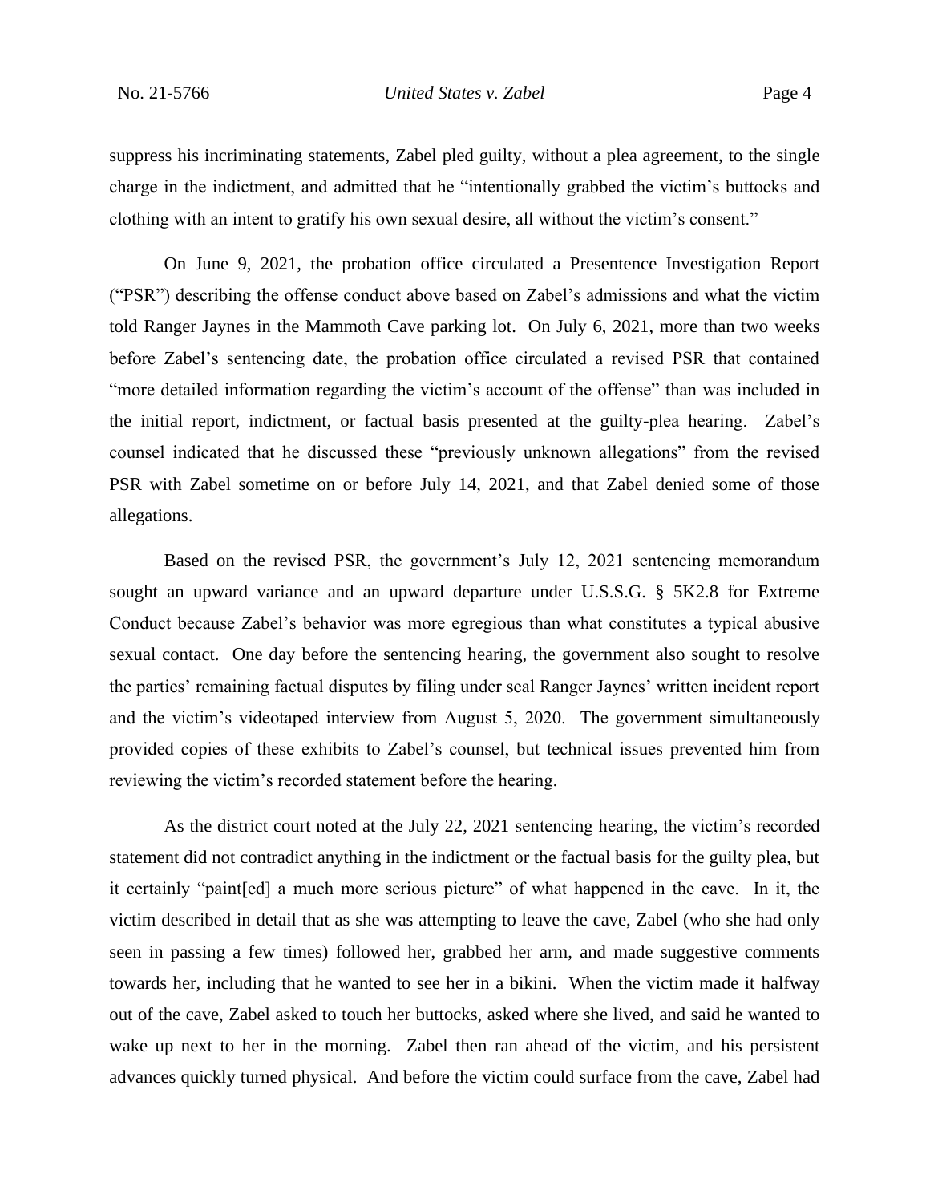suppress his incriminating statements, Zabel pled guilty, without a plea agreement, to the single charge in the indictment, and admitted that he "intentionally grabbed the victim's buttocks and clothing with an intent to gratify his own sexual desire, all without the victim's consent."

On June 9, 2021, the probation office circulated a Presentence Investigation Report ("PSR") describing the offense conduct above based on Zabel's admissions and what the victim told Ranger Jaynes in the Mammoth Cave parking lot. On July 6, 2021, more than two weeks before Zabel's sentencing date, the probation office circulated a revised PSR that contained "more detailed information regarding the victim's account of the offense" than was included in the initial report, indictment, or factual basis presented at the guilty-plea hearing. Zabel's counsel indicated that he discussed these "previously unknown allegations" from the revised PSR with Zabel sometime on or before July 14, 2021, and that Zabel denied some of those allegations.

Based on the revised PSR, the government's July 12, 2021 sentencing memorandum sought an upward variance and an upward departure under U.S.S.G. § 5K2.8 for Extreme Conduct because Zabel's behavior was more egregious than what constitutes a typical abusive sexual contact. One day before the sentencing hearing, the government also sought to resolve the parties' remaining factual disputes by filing under seal Ranger Jaynes' written incident report and the victim's videotaped interview from August 5, 2020. The government simultaneously provided copies of these exhibits to Zabel's counsel, but technical issues prevented him from reviewing the victim's recorded statement before the hearing.

As the district court noted at the July 22, 2021 sentencing hearing, the victim's recorded statement did not contradict anything in the indictment or the factual basis for the guilty plea, but it certainly "paint[ed] a much more serious picture" of what happened in the cave. In it, the victim described in detail that as she was attempting to leave the cave, Zabel (who she had only seen in passing a few times) followed her, grabbed her arm, and made suggestive comments towards her, including that he wanted to see her in a bikini. When the victim made it halfway out of the cave, Zabel asked to touch her buttocks, asked where she lived, and said he wanted to wake up next to her in the morning. Zabel then ran ahead of the victim, and his persistent advances quickly turned physical. And before the victim could surface from the cave, Zabel had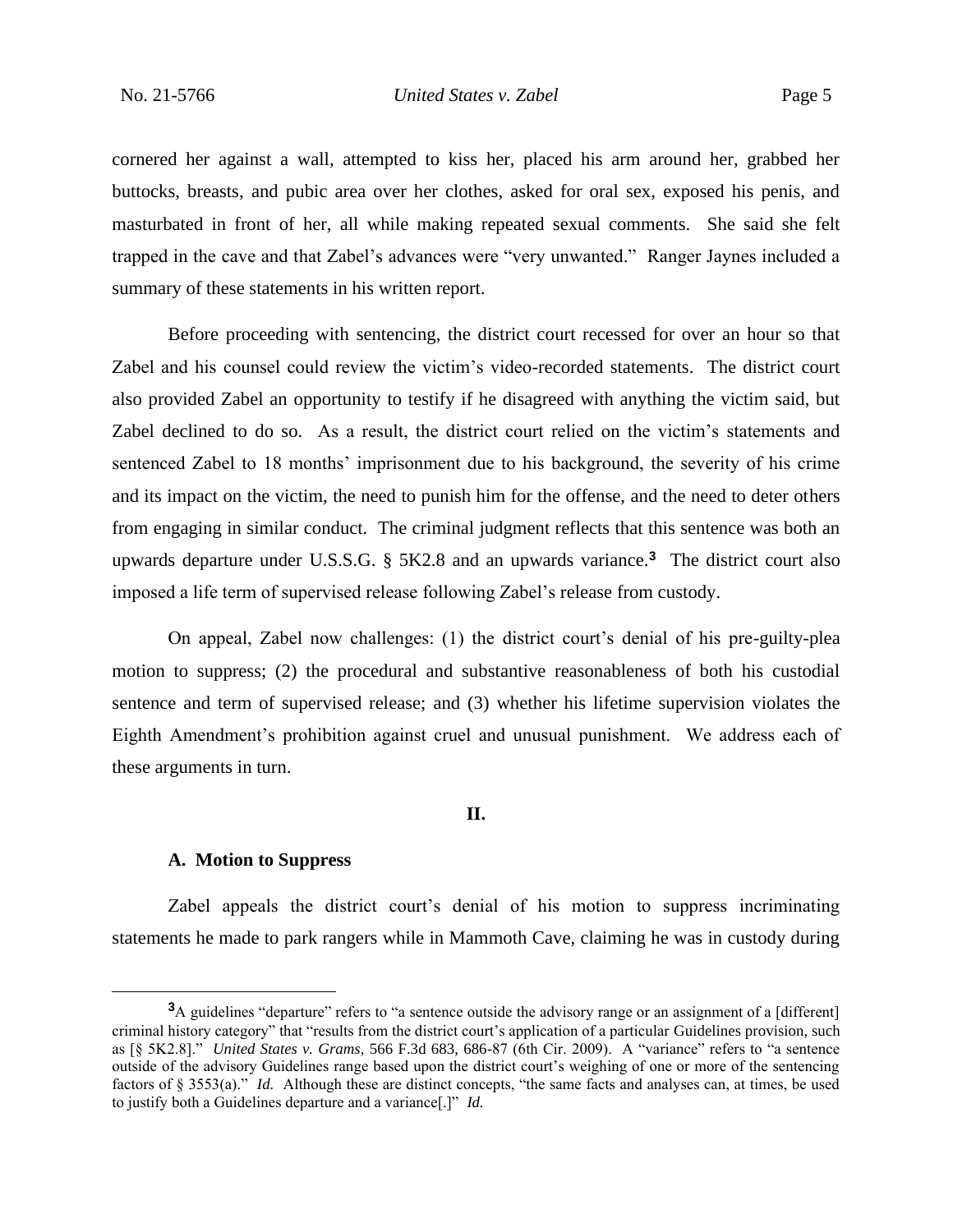cornered her against a wall, attempted to kiss her, placed his arm around her, grabbed her buttocks, breasts, and pubic area over her clothes, asked for oral sex, exposed his penis, and masturbated in front of her, all while making repeated sexual comments. She said she felt trapped in the cave and that Zabel's advances were "very unwanted." Ranger Jaynes included a summary of these statements in his written report.

Before proceeding with sentencing, the district court recessed for over an hour so that Zabel and his counsel could review the victim's video-recorded statements. The district court also provided Zabel an opportunity to testify if he disagreed with anything the victim said, but Zabel declined to do so. As a result, the district court relied on the victim's statements and sentenced Zabel to 18 months' imprisonment due to his background, the severity of his crime and its impact on the victim, the need to punish him for the offense, and the need to deter others from engaging in similar conduct. The criminal judgment reflects that this sentence was both an upwards departure under U.S.S.G. § 5K2.8 and an upwards variance.[3] The district court also imposed a life term of supervised release following Zabel's release from custody.

On appeal, Zabel now challenges: (1) the district court's denial of his pre-guilty-plea motion to suppress; (2) the procedural and substantive reasonableness of both his custodial sentence and term of supervised release; and (3) whether his lifetime supervision violates the Eighth Amendment's prohibition against cruel and unusual punishment. We address each of these arguments in turn.

## II.

### A. Motion to Suppress

Zabel appeals the district court's denial of his motion to suppress incriminating statements he made to park rangers while in Mammoth Cave, claiming he was in custody during

---

[3]A guidelines "departure" refers to "a sentence outside the advisory range or an assignment of a [different] criminal history category" that "results from the district court's application of a particular Guidelines provision, such as [§ 5K2.8]." *United States v. Grams*, 566 F.3d 683, 686-87 (6th Cir. 2009). A "variance" refers to "a sentence outside of the advisory Guidelines range based upon the district court's weighing of one or more of the sentencing factors of § 3553(a)." *Id.* Although these are distinct concepts, "the same facts and analyses can, at times, be used to justify both a Guidelines departure and a variance[.]" *Id.*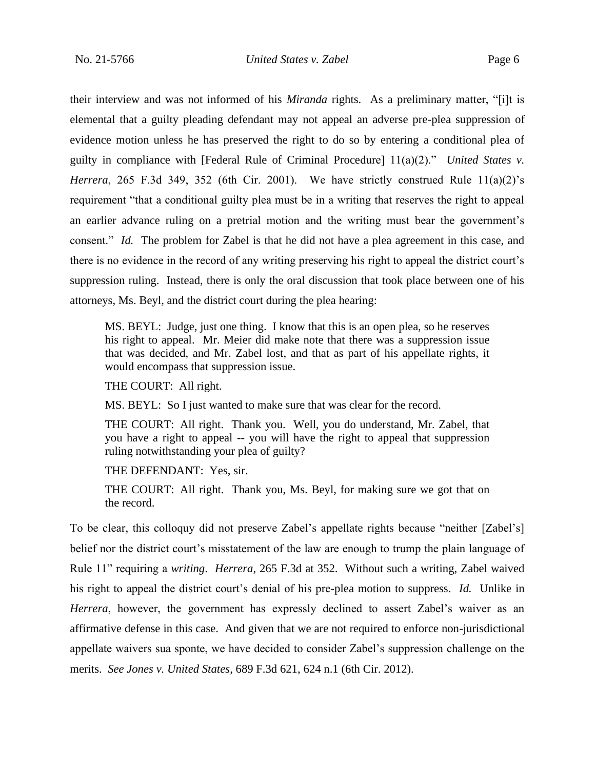their interview and was not informed of his *Miranda* rights. As a preliminary matter, "[i]t is elemental that a guilty pleading defendant may not appeal an adverse pre-plea suppression of evidence motion unless he has preserved the right to do so by entering a conditional plea of guilty in compliance with [Federal Rule of Criminal Procedure] 11(a)(2)." *United States v. Herrera*, 265 F.3d 349, 352 (6th Cir. 2001). We have strictly construed Rule 11(a)(2)'s requirement "that a conditional guilty plea must be in a writing that reserves the right to appeal an earlier advance ruling on a pretrial motion and the writing must bear the government's consent." *Id.* The problem for Zabel is that he did not have a plea agreement in this case, and there is no evidence in the record of any writing preserving his right to appeal the district court's suppression ruling. Instead, there is only the oral discussion that took place between one of his attorneys, Ms. Beyl, and the district court during the plea hearing:

> MS. BEYL: Judge, just one thing. I know that this is an open plea, so he reserves his right to appeal. Mr. Meier did make note that there was a suppression issue that was decided, and Mr. Zabel lost, and that as part of his appellate rights, it would encompass that suppression issue.
>
> THE COURT: All right.
>
> MS. BEYL: So I just wanted to make sure that was clear for the record.
>
> THE COURT: All right. Thank you. Well, you do understand, Mr. Zabel, that you have a right to appeal -- you will have the right to appeal that suppression ruling notwithstanding your plea of guilty?
>
> THE DEFENDANT: Yes, sir.
>
> THE COURT: All right. Thank you, Ms. Beyl, for making sure we got that on the record.

To be clear, this colloquy did not preserve Zabel's appellate rights because "neither [Zabel's] belief nor the district court's misstatement of the law are enough to trump the plain language of Rule 11" requiring a *writing*. *Herrera*, 265 F.3d at 352. Without such a writing, Zabel waived his right to appeal the district court's denial of his pre-plea motion to suppress. *Id.* Unlike in *Herrera*, however, the government has expressly declined to assert Zabel's waiver as an affirmative defense in this case. And given that we are not required to enforce non-jurisdictional appellate waivers sua sponte, we have decided to consider Zabel's suppression challenge on the merits. *See Jones v. United States*, 689 F.3d 621, 624 n.1 (6th Cir. 2012).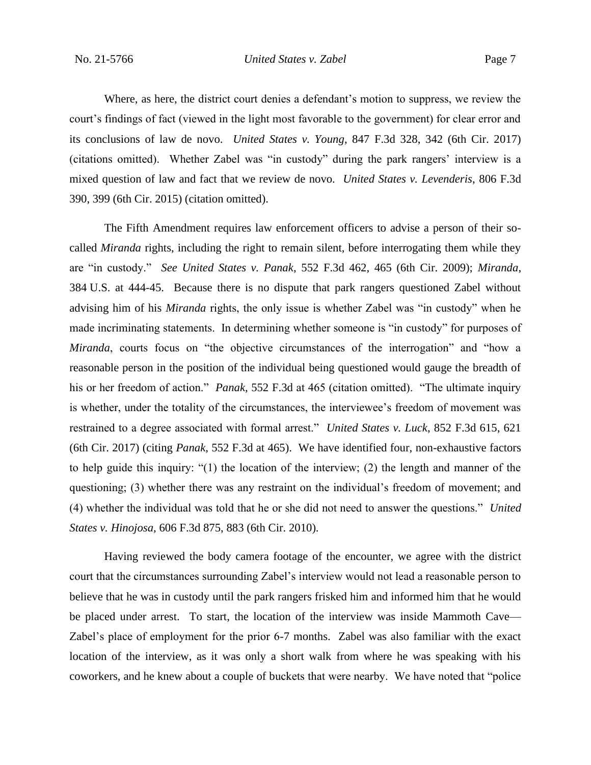Where, as here, the district court denies a defendant's motion to suppress, we review the court's findings of fact (viewed in the light most favorable to the government) for clear error and its conclusions of law de novo. *United States v. Young*, 847 F.3d 328, 342 (6th Cir. 2017) (citations omitted). Whether Zabel was "in custody" during the park rangers' interview is a mixed question of law and fact that we review de novo. *United States v. Levenderis*, 806 F.3d 390, 399 (6th Cir. 2015) (citation omitted).

The Fifth Amendment requires law enforcement officers to advise a person of their so-called *Miranda* rights, including the right to remain silent, before interrogating them while they are "in custody." *See United States v. Panak*, 552 F.3d 462, 465 (6th Cir. 2009); *Miranda*, 384 U.S. at 444-45. Because there is no dispute that park rangers questioned Zabel without advising him of his *Miranda* rights, the only issue is whether Zabel was "in custody" when he made incriminating statements. In determining whether someone is "in custody" for purposes of *Miranda*, courts focus on "the objective circumstances of the interrogation" and "how a reasonable person in the position of the individual being questioned would gauge the breadth of his or her freedom of action." *Panak*, 552 F.3d at 465 (citation omitted). "The ultimate inquiry is whether, under the totality of the circumstances, the interviewee's freedom of movement was restrained to a degree associated with formal arrest." *United States v. Luck*, 852 F.3d 615, 621 (6th Cir. 2017) (citing *Panak*, 552 F.3d at 465). We have identified four, non-exhaustive factors to help guide this inquiry: "(1) the location of the interview; (2) the length and manner of the questioning; (3) whether there was any restraint on the individual's freedom of movement; and (4) whether the individual was told that he or she did not need to answer the questions." *United States v. Hinojosa*, 606 F.3d 875, 883 (6th Cir. 2010).

Having reviewed the body camera footage of the encounter, we agree with the district court that the circumstances surrounding Zabel's interview would not lead a reasonable person to believe that he was in custody until the park rangers frisked him and informed him that he would be placed under arrest. To start, the location of the interview was inside Mammoth Cave—Zabel's place of employment for the prior 6-7 months. Zabel was also familiar with the exact location of the interview, as it was only a short walk from where he was speaking with his coworkers, and he knew about a couple of buckets that were nearby. We have noted that "police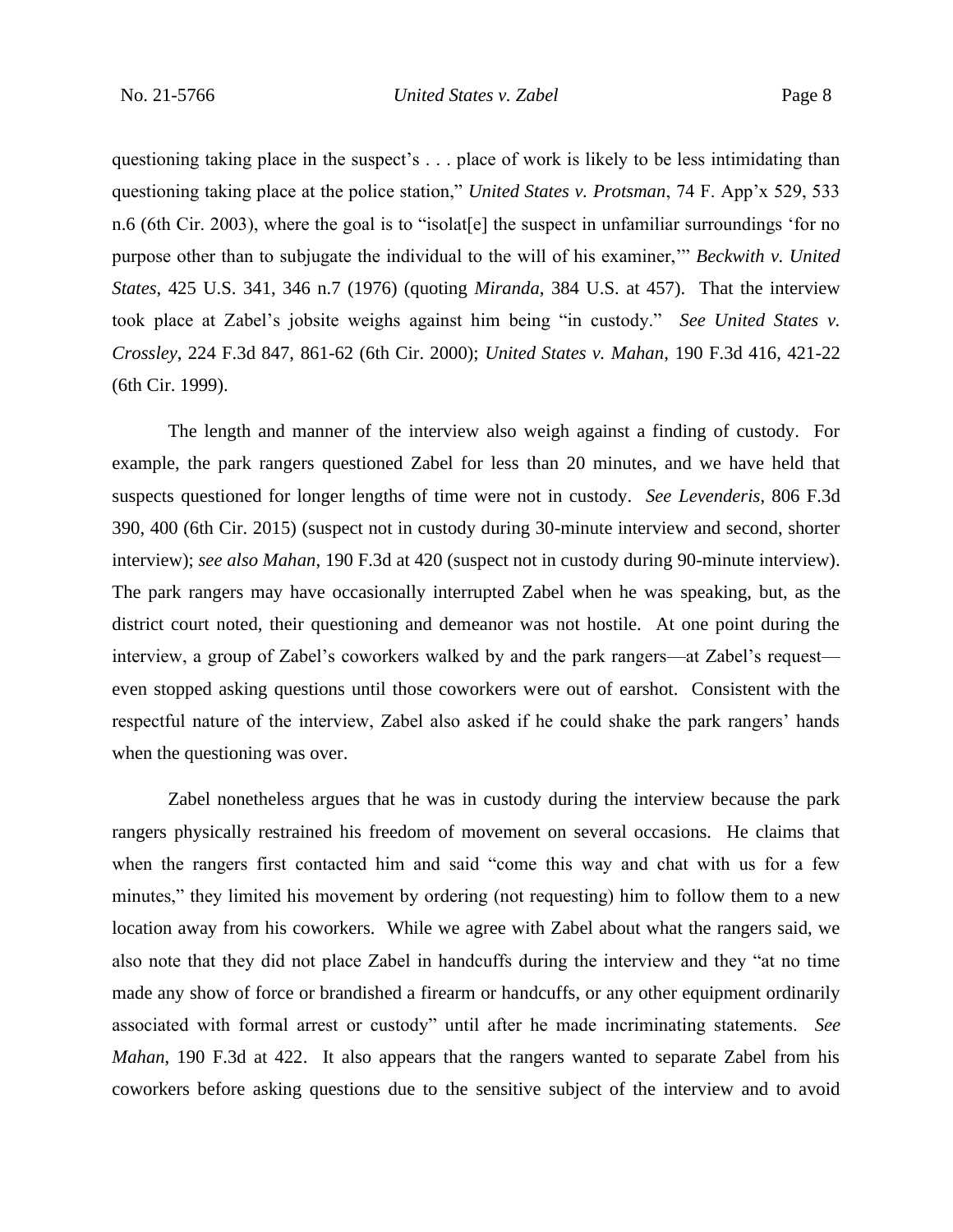questioning taking place in the suspect's . . . place of work is likely to be less intimidating than questioning taking place at the police station," *United States v. Protsman*, 74 F. App'x 529, 533 n.6 (6th Cir. 2003), where the goal is to "isolat[e] the suspect in unfamiliar surroundings 'for no purpose other than to subjugate the individual to the will of his examiner,'" *Beckwith v. United States*, 425 U.S. 341, 346 n.7 (1976) (quoting *Miranda*, 384 U.S. at 457). That the interview took place at Zabel's jobsite weighs against him being "in custody." *See United States v. Crossley*, 224 F.3d 847, 861-62 (6th Cir. 2000); *United States v. Mahan*, 190 F.3d 416, 421-22 (6th Cir. 1999).

The length and manner of the interview also weigh against a finding of custody. For example, the park rangers questioned Zabel for less than 20 minutes, and we have held that suspects questioned for longer lengths of time were not in custody. *See Levenderis*, 806 F.3d 390, 400 (6th Cir. 2015) (suspect not in custody during 30-minute interview and second, shorter interview); *see also Mahan*, 190 F.3d at 420 (suspect not in custody during 90-minute interview). The park rangers may have occasionally interrupted Zabel when he was speaking, but, as the district court noted, their questioning and demeanor was not hostile. At one point during the interview, a group of Zabel's coworkers walked by and the park rangers—at Zabel's request—even stopped asking questions until those coworkers were out of earshot. Consistent with the respectful nature of the interview, Zabel also asked if he could shake the park rangers' hands when the questioning was over.

Zabel nonetheless argues that he was in custody during the interview because the park rangers physically restrained his freedom of movement on several occasions. He claims that when the rangers first contacted him and said "come this way and chat with us for a few minutes," they limited his movement by ordering (not requesting) him to follow them to a new location away from his coworkers. While we agree with Zabel about what the rangers said, we also note that they did not place Zabel in handcuffs during the interview and they "at no time made any show of force or brandished a firearm or handcuffs, or any other equipment ordinarily associated with formal arrest or custody" until after he made incriminating statements. *See Mahan*, 190 F.3d at 422. It also appears that the rangers wanted to separate Zabel from his coworkers before asking questions due to the sensitive subject of the interview and to avoid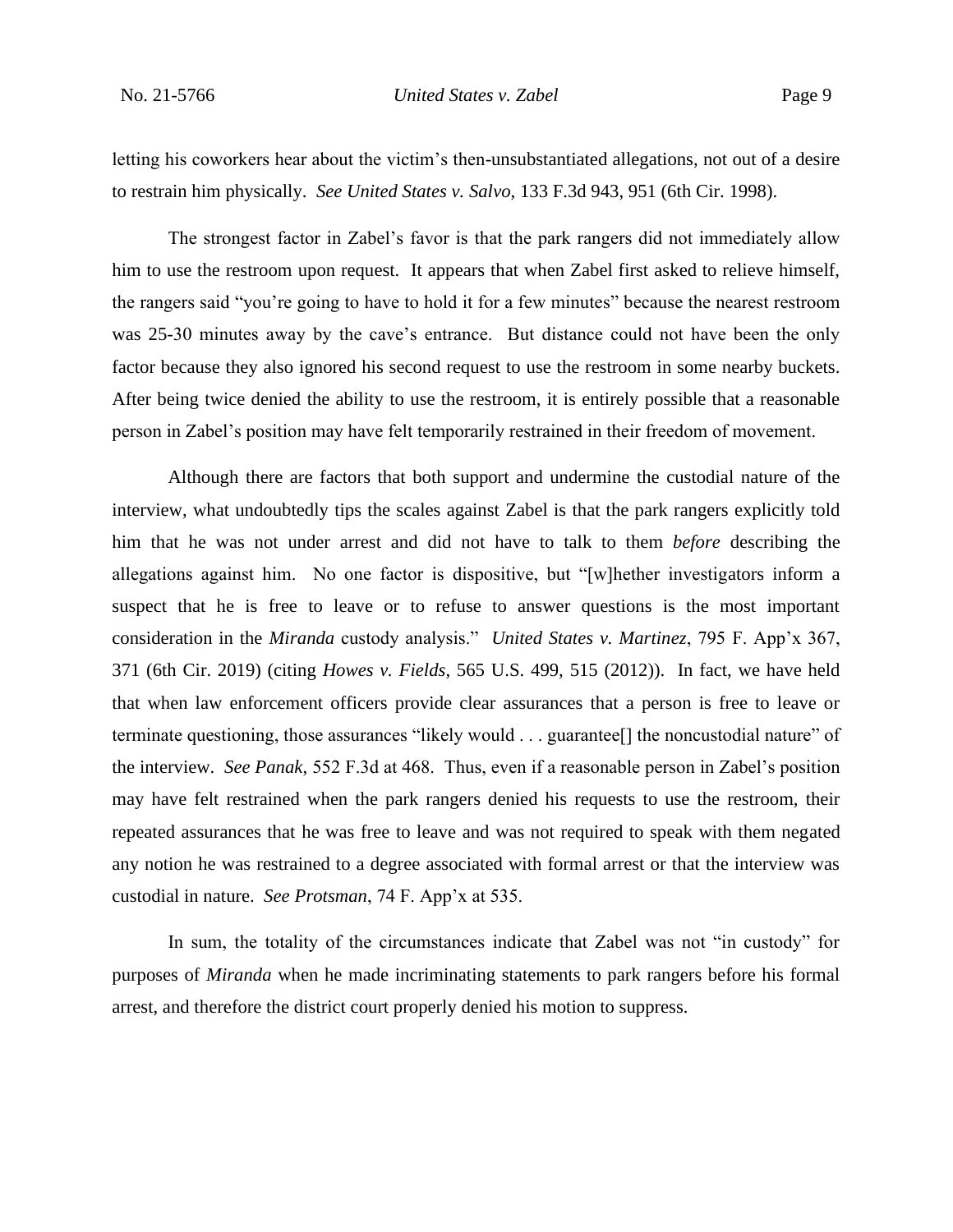letting his coworkers hear about the victim's then-unsubstantiated allegations, not out of a desire to restrain him physically. *See United States v. Salvo*, 133 F.3d 943, 951 (6th Cir. 1998).

The strongest factor in Zabel's favor is that the park rangers did not immediately allow him to use the restroom upon request. It appears that when Zabel first asked to relieve himself, the rangers said "you're going to have to hold it for a few minutes" because the nearest restroom was 25-30 minutes away by the cave's entrance. But distance could not have been the only factor because they also ignored his second request to use the restroom in some nearby buckets. After being twice denied the ability to use the restroom, it is entirely possible that a reasonable person in Zabel's position may have felt temporarily restrained in their freedom of movement.

Although there are factors that both support and undermine the custodial nature of the interview, what undoubtedly tips the scales against Zabel is that the park rangers explicitly told him that he was not under arrest and did not have to talk to them *before* describing the allegations against him. No one factor is dispositive, but "[w]hether investigators inform a suspect that he is free to leave or to refuse to answer questions is the most important consideration in the *Miranda* custody analysis." *United States v. Martinez*, 795 F. App'x 367, 371 (6th Cir. 2019) (citing *Howes v. Fields*, 565 U.S. 499, 515 (2012)). In fact, we have held that when law enforcement officers provide clear assurances that a person is free to leave or terminate questioning, those assurances "likely would . . . guarantee[] the noncustodial nature" of the interview. *See Panak*, 552 F.3d at 468. Thus, even if a reasonable person in Zabel's position may have felt restrained when the park rangers denied his requests to use the restroom, their repeated assurances that he was free to leave and was not required to speak with them negated any notion he was restrained to a degree associated with formal arrest or that the interview was custodial in nature. *See Protsman*, 74 F. App'x at 535.

In sum, the totality of the circumstances indicate that Zabel was not "in custody" for purposes of *Miranda* when he made incriminating statements to park rangers before his formal arrest, and therefore the district court properly denied his motion to suppress.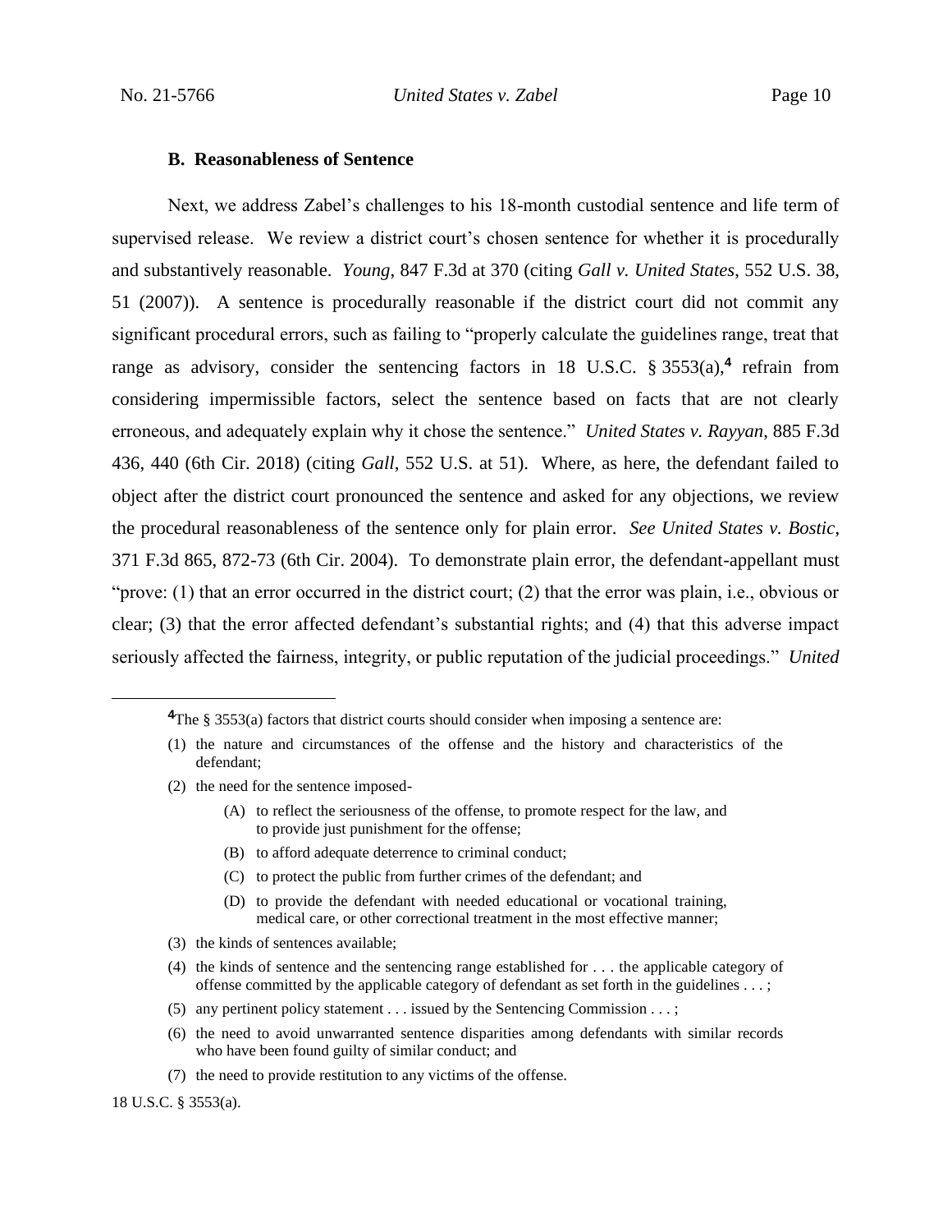### B. Reasonableness of Sentence

Next, we address Zabel's challenges to his 18-month custodial sentence and life term of supervised release. We review a district court's chosen sentence for whether it is procedurally and substantively reasonable. *Young*, 847 F.3d at 370 (citing *Gall v. United States*, 552 U.S. 38, 51 (2007)). A sentence is procedurally reasonable if the district court did not commit any significant procedural errors, such as failing to "properly calculate the guidelines range, treat that range as advisory, consider the sentencing factors in 18 U.S.C. § 3553(a),[4] refrain from considering impermissible factors, select the sentence based on facts that are not clearly erroneous, and adequately explain why it chose the sentence." *United States v. Rayyan*, 885 F.3d 436, 440 (6th Cir. 2018) (citing *Gall*, 552 U.S. at 51). Where, as here, the defendant failed to object after the district court pronounced the sentence and asked for any objections, we review the procedural reasonableness of the sentence only for plain error. *See United States v. Bostic*, 371 F.3d 865, 872-73 (6th Cir. 2004). To demonstrate plain error, the defendant-appellant must "prove: (1) that an error occurred in the district court; (2) that the error was plain, i.e., obvious or clear; (3) that the error affected defendant's substantial rights; and (4) that this adverse impact seriously affected the fairness, integrity, or public reputation of the judicial proceedings." *United*

---

[4]The § 3553(a) factors that district courts should consider when imposing a sentence are:

(1) the nature and circumstances of the offense and the history and characteristics of the defendant;

(2) the need for the sentence imposed-

> (A) to reflect the seriousness of the offense, to promote respect for the law, and to provide just punishment for the offense;
>
> (B) to afford adequate deterrence to criminal conduct;
>
> (C) to protect the public from further crimes of the defendant; and
>
> (D) to provide the defendant with needed educational or vocational training, medical care, or other correctional treatment in the most effective manner;

(3) the kinds of sentences available;

(4) the kinds of sentence and the sentencing range established for . . . the applicable category of offense committed by the applicable category of defendant as set forth in the guidelines . . . ;

(5) any pertinent policy statement . . . issued by the Sentencing Commission . . . ;

(6) the need to avoid unwarranted sentence disparities among defendants with similar records who have been found guilty of similar conduct; and

(7) the need to provide restitution to any victims of the offense.

18 U.S.C. § 3553(a).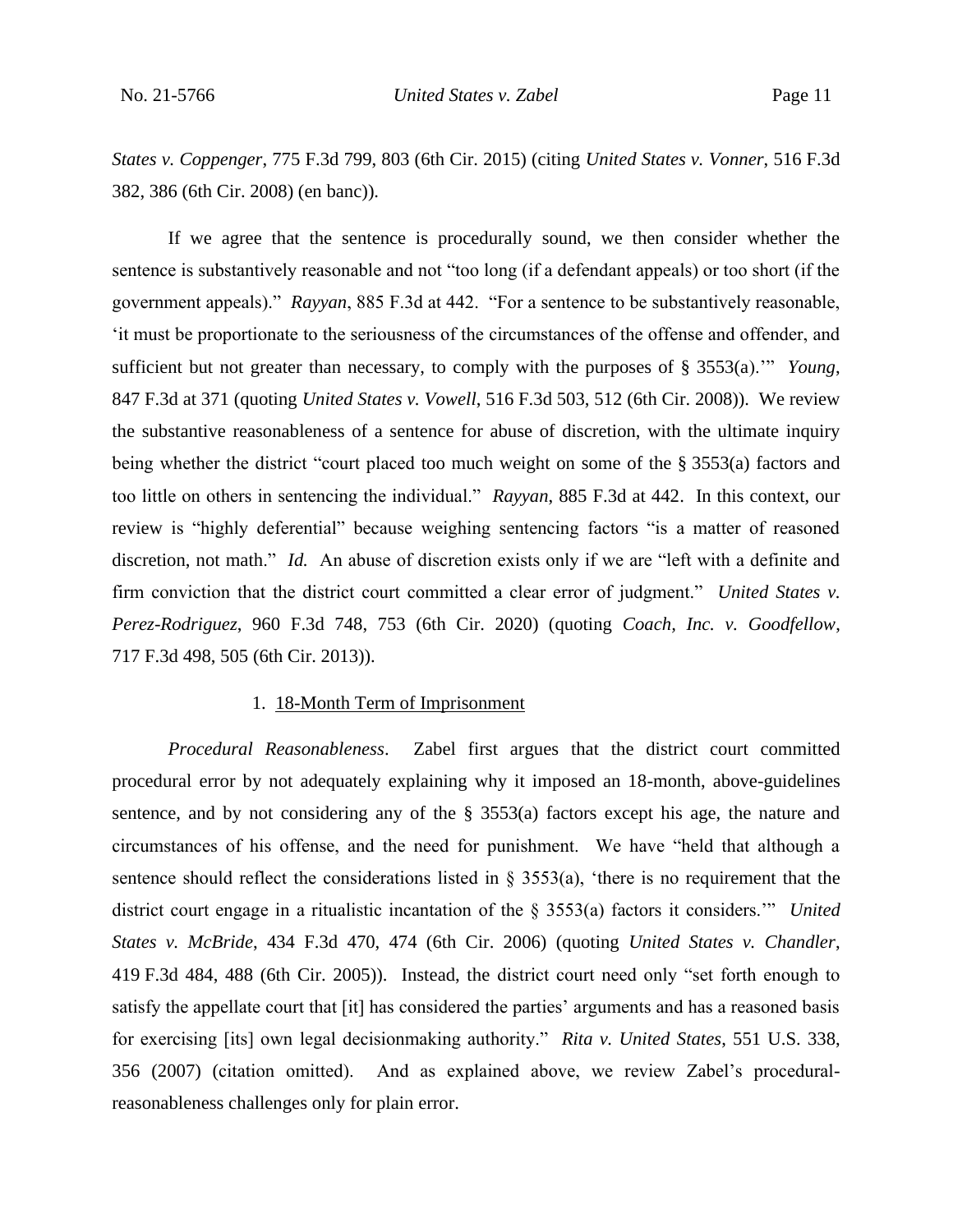*States v. Coppenger*, 775 F.3d 799, 803 (6th Cir. 2015) (citing *United States v. Vonner*, 516 F.3d 382, 386 (6th Cir. 2008) (en banc)).

If we agree that the sentence is procedurally sound, we then consider whether the sentence is substantively reasonable and not "too long (if a defendant appeals) or too short (if the government appeals)." *Rayyan*, 885 F.3d at 442. "For a sentence to be substantively reasonable, 'it must be proportionate to the seriousness of the circumstances of the offense and offender, and sufficient but not greater than necessary, to comply with the purposes of § 3553(a).'" *Young*, 847 F.3d at 371 (quoting *United States v. Vowell*, 516 F.3d 503, 512 (6th Cir. 2008)). We review the substantive reasonableness of a sentence for abuse of discretion, with the ultimate inquiry being whether the district "court placed too much weight on some of the § 3553(a) factors and too little on others in sentencing the individual." *Rayyan*, 885 F.3d at 442. In this context, our review is "highly deferential" because weighing sentencing factors "is a matter of reasoned discretion, not math." *Id.* An abuse of discretion exists only if we are "left with a definite and firm conviction that the district court committed a clear error of judgment." *United States v. Perez-Rodriguez*, 960 F.3d 748, 753 (6th Cir. 2020) (quoting *Coach, Inc. v. Goodfellow*, 717 F.3d 498, 505 (6th Cir. 2013)).

1. <u>18-Month Term of Imprisonment</u>

*Procedural Reasonableness*. Zabel first argues that the district court committed procedural error by not adequately explaining why it imposed an 18-month, above-guidelines sentence, and by not considering any of the § 3553(a) factors except his age, the nature and circumstances of his offense, and the need for punishment. We have "held that although a sentence should reflect the considerations listed in § 3553(a), 'there is no requirement that the district court engage in a ritualistic incantation of the § 3553(a) factors it considers.'" *United States v. McBride*, 434 F.3d 470, 474 (6th Cir. 2006) (quoting *United States v. Chandler*, 419 F.3d 484, 488 (6th Cir. 2005)). Instead, the district court need only "set forth enough to satisfy the appellate court that [it] has considered the parties' arguments and has a reasoned basis for exercising [its] own legal decisionmaking authority." *Rita v. United States*, 551 U.S. 338, 356 (2007) (citation omitted). And as explained above, we review Zabel's procedural-reasonableness challenges only for plain error.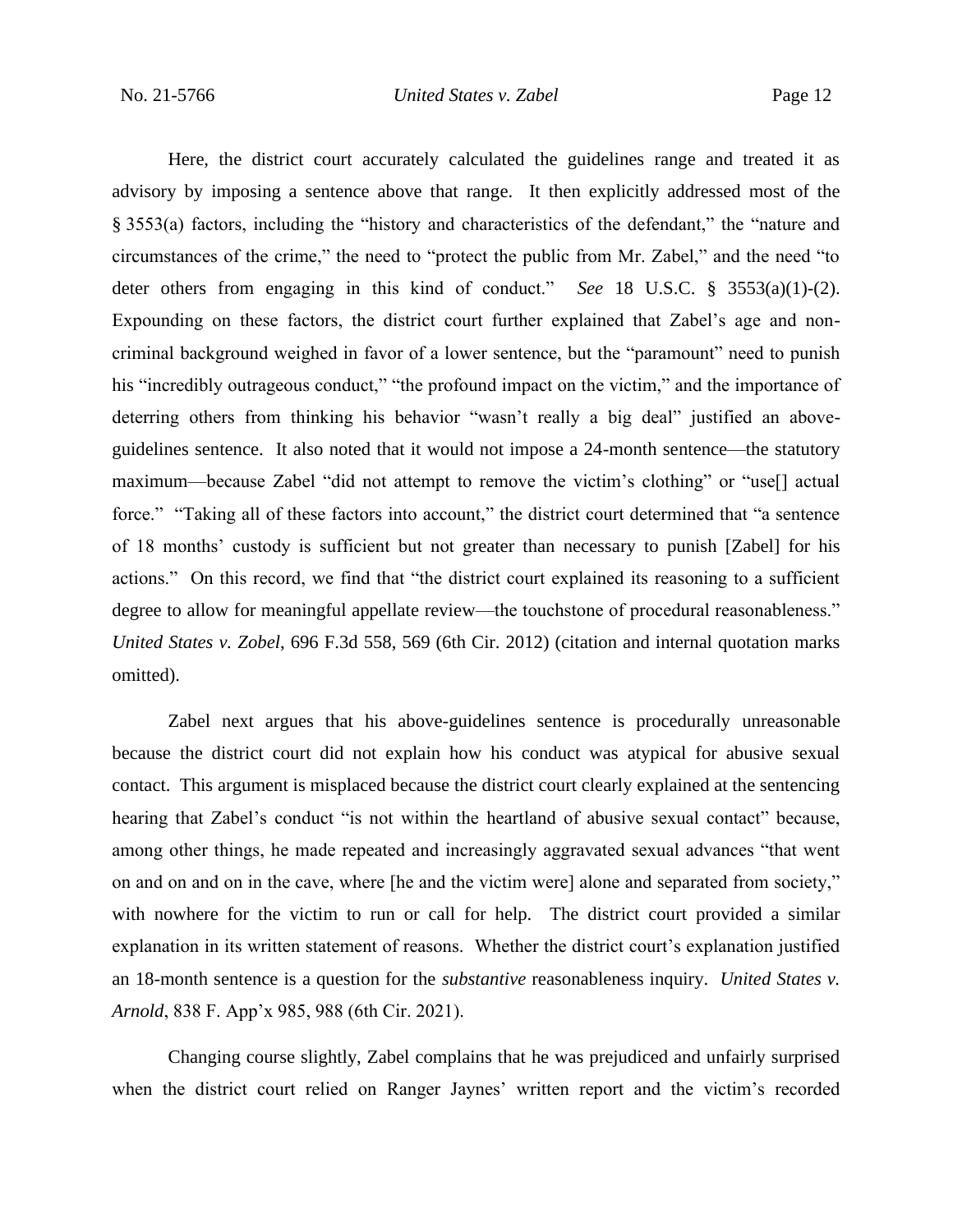Here, the district court accurately calculated the guidelines range and treated it as advisory by imposing a sentence above that range. It then explicitly addressed most of the § 3553(a) factors, including the "history and characteristics of the defendant," the "nature and circumstances of the crime," the need to "protect the public from Mr. Zabel," and the need "to deter others from engaging in this kind of conduct." *See* 18 U.S.C. § 3553(a)(1)-(2). Expounding on these factors, the district court further explained that Zabel's age and non-criminal background weighed in favor of a lower sentence, but the "paramount" need to punish his "incredibly outrageous conduct," "the profound impact on the victim," and the importance of deterring others from thinking his behavior "wasn't really a big deal" justified an above-guidelines sentence. It also noted that it would not impose a 24-month sentence—the statutory maximum—because Zabel "did not attempt to remove the victim's clothing" or "use[] actual force." "Taking all of these factors into account," the district court determined that "a sentence of 18 months' custody is sufficient but not greater than necessary to punish [Zabel] for his actions." On this record, we find that "the district court explained its reasoning to a sufficient degree to allow for meaningful appellate review—the touchstone of procedural reasonableness." *United States v. Zobel*, 696 F.3d 558, 569 (6th Cir. 2012) (citation and internal quotation marks omitted).

Zabel next argues that his above-guidelines sentence is procedurally unreasonable because the district court did not explain how his conduct was atypical for abusive sexual contact. This argument is misplaced because the district court clearly explained at the sentencing hearing that Zabel's conduct "is not within the heartland of abusive sexual contact" because, among other things, he made repeated and increasingly aggravated sexual advances "that went on and on and on in the cave, where [he and the victim were] alone and separated from society," with nowhere for the victim to run or call for help. The district court provided a similar explanation in its written statement of reasons. Whether the district court's explanation justified an 18-month sentence is a question for the *substantive* reasonableness inquiry. *United States v. Arnold*, 838 F. App'x 985, 988 (6th Cir. 2021).

Changing course slightly, Zabel complains that he was prejudiced and unfairly surprised when the district court relied on Ranger Jaynes' written report and the victim's recorded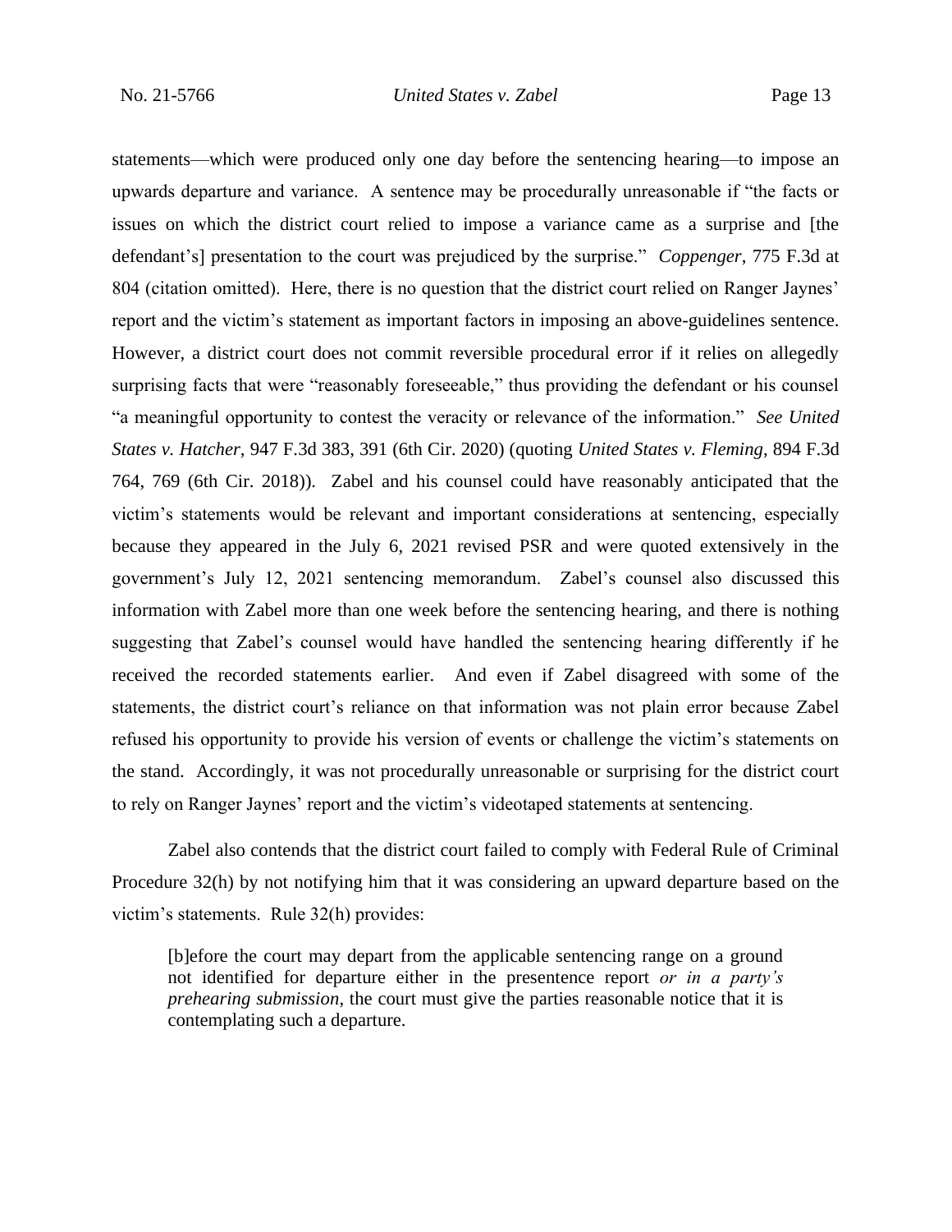statements—which were produced only one day before the sentencing hearing—to impose an upwards departure and variance. A sentence may be procedurally unreasonable if "the facts or issues on which the district court relied to impose a variance came as a surprise and [the defendant's] presentation to the court was prejudiced by the surprise." *Coppenger*, 775 F.3d at 804 (citation omitted). Here, there is no question that the district court relied on Ranger Jaynes' report and the victim's statement as important factors in imposing an above-guidelines sentence. However, a district court does not commit reversible procedural error if it relies on allegedly surprising facts that were "reasonably foreseeable," thus providing the defendant or his counsel "a meaningful opportunity to contest the veracity or relevance of the information." *See United States v. Hatcher*, 947 F.3d 383, 391 (6th Cir. 2020) (quoting *United States v. Fleming*, 894 F.3d 764, 769 (6th Cir. 2018)). Zabel and his counsel could have reasonably anticipated that the victim's statements would be relevant and important considerations at sentencing, especially because they appeared in the July 6, 2021 revised PSR and were quoted extensively in the government's July 12, 2021 sentencing memorandum. Zabel's counsel also discussed this information with Zabel more than one week before the sentencing hearing, and there is nothing suggesting that Zabel's counsel would have handled the sentencing hearing differently if he received the recorded statements earlier. And even if Zabel disagreed with some of the statements, the district court's reliance on that information was not plain error because Zabel refused his opportunity to provide his version of events or challenge the victim's statements on the stand. Accordingly, it was not procedurally unreasonable or surprising for the district court to rely on Ranger Jaynes' report and the victim's videotaped statements at sentencing.

Zabel also contends that the district court failed to comply with Federal Rule of Criminal Procedure 32(h) by not notifying him that it was considering an upward departure based on the victim's statements. Rule 32(h) provides:

> [b]efore the court may depart from the applicable sentencing range on a ground not identified for departure either in the presentence report *or in a party's prehearing submission*, the court must give the parties reasonable notice that it is contemplating such a departure.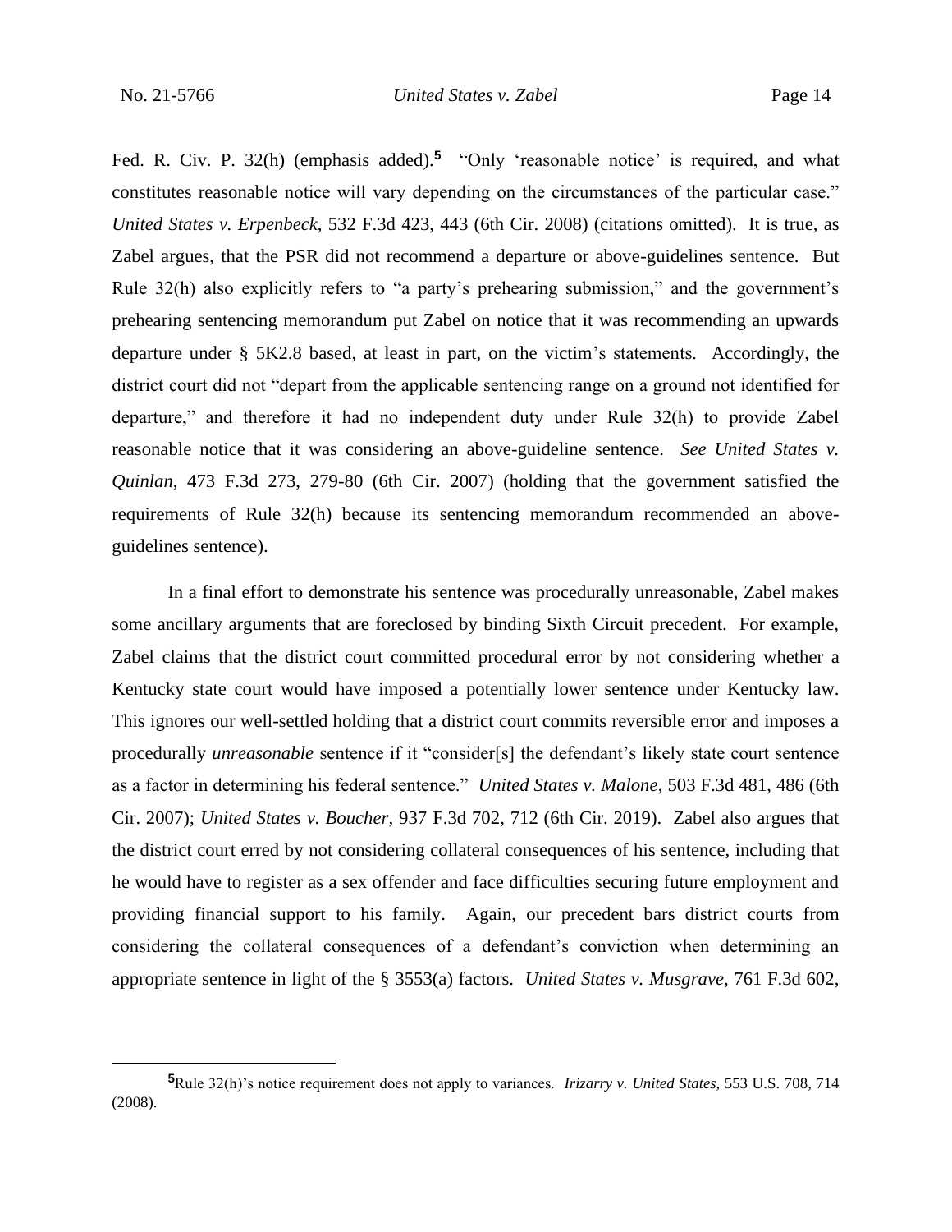Fed. R. Civ. P. 32(h) (emphasis added).[5] "Only 'reasonable notice' is required, and what constitutes reasonable notice will vary depending on the circumstances of the particular case." *United States v. Erpenbeck*, 532 F.3d 423, 443 (6th Cir. 2008) (citations omitted). It is true, as Zabel argues, that the PSR did not recommend a departure or above-guidelines sentence. But Rule 32(h) also explicitly refers to "a party's prehearing submission," and the government's prehearing sentencing memorandum put Zabel on notice that it was recommending an upwards departure under § 5K2.8 based, at least in part, on the victim's statements. Accordingly, the district court did not "depart from the applicable sentencing range on a ground not identified for departure," and therefore it had no independent duty under Rule 32(h) to provide Zabel reasonable notice that it was considering an above-guideline sentence. *See United States v. Quinlan*, 473 F.3d 273, 279-80 (6th Cir. 2007) (holding that the government satisfied the requirements of Rule 32(h) because its sentencing memorandum recommended an above-guidelines sentence).

In a final effort to demonstrate his sentence was procedurally unreasonable, Zabel makes some ancillary arguments that are foreclosed by binding Sixth Circuit precedent. For example, Zabel claims that the district court committed procedural error by not considering whether a Kentucky state court would have imposed a potentially lower sentence under Kentucky law. This ignores our well-settled holding that a district court commits reversible error and imposes a procedurally *unreasonable* sentence if it "consider[s] the defendant's likely state court sentence as a factor in determining his federal sentence." *United States v. Malone*, 503 F.3d 481, 486 (6th Cir. 2007); *United States v. Boucher*, 937 F.3d 702, 712 (6th Cir. 2019). Zabel also argues that the district court erred by not considering collateral consequences of his sentence, including that he would have to register as a sex offender and face difficulties securing future employment and providing financial support to his family. Again, our precedent bars district courts from considering the collateral consequences of a defendant's conviction when determining an appropriate sentence in light of the § 3553(a) factors. *United States v. Musgrave*, 761 F.3d 602,

---

[5] Rule 32(h)'s notice requirement does not apply to variances. *Irizarry v. United States*, 553 U.S. 708, 714 (2008).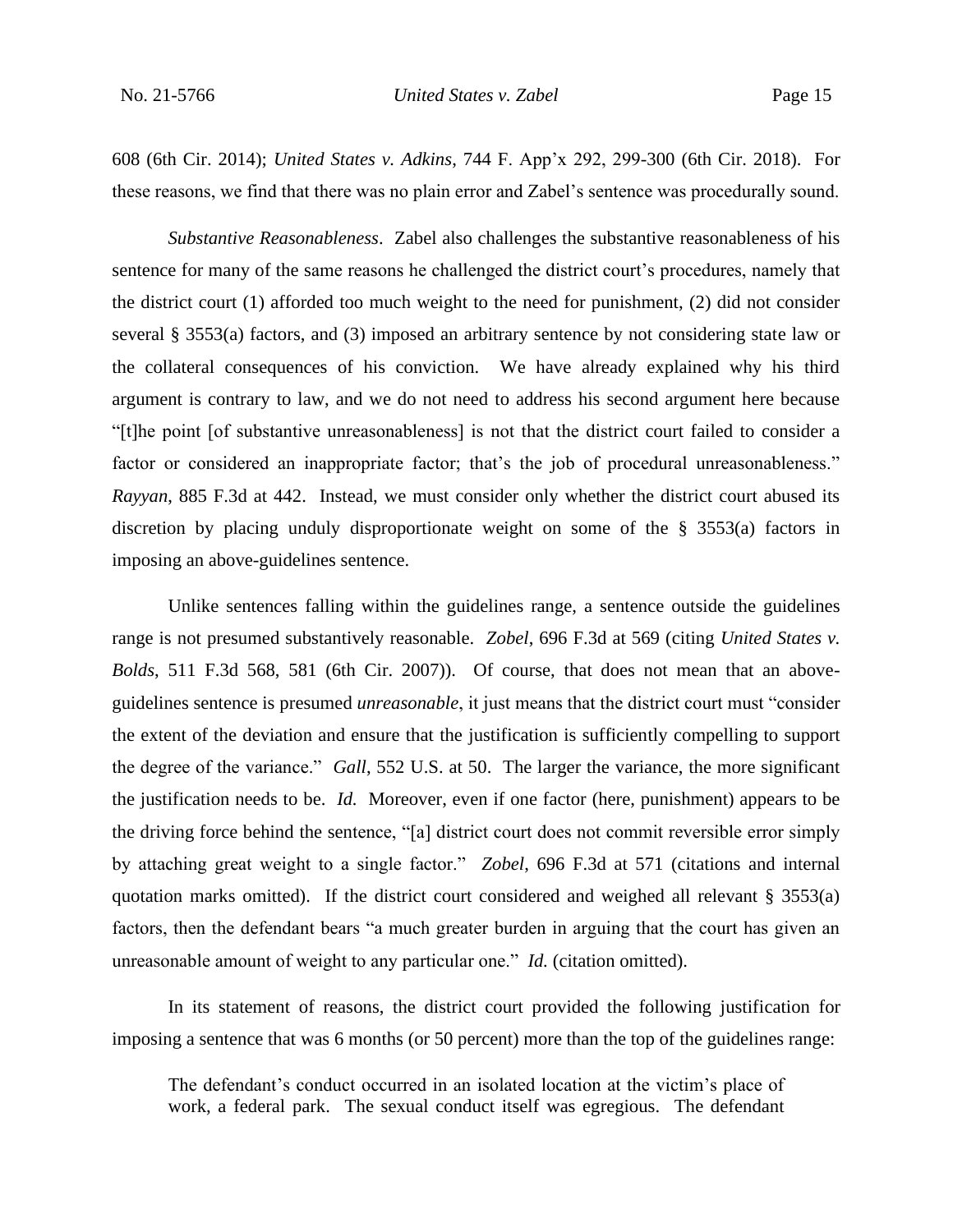608 (6th Cir. 2014); *United States v. Adkins*, 744 F. App'x 292, 299-300 (6th Cir. 2018). For these reasons, we find that there was no plain error and Zabel's sentence was procedurally sound.

*Substantive Reasonableness*. Zabel also challenges the substantive reasonableness of his sentence for many of the same reasons he challenged the district court's procedures, namely that the district court (1) afforded too much weight to the need for punishment, (2) did not consider several § 3553(a) factors, and (3) imposed an arbitrary sentence by not considering state law or the collateral consequences of his conviction. We have already explained why his third argument is contrary to law, and we do not need to address his second argument here because "[t]he point [of substantive unreasonableness] is not that the district court failed to consider a factor or considered an inappropriate factor; that's the job of procedural unreasonableness." *Rayyan*, 885 F.3d at 442. Instead, we must consider only whether the district court abused its discretion by placing unduly disproportionate weight on some of the § 3553(a) factors in imposing an above-guidelines sentence.

Unlike sentences falling within the guidelines range, a sentence outside the guidelines range is not presumed substantively reasonable. *Zobel*, 696 F.3d at 569 (citing *United States v. Bolds*, 511 F.3d 568, 581 (6th Cir. 2007)). Of course, that does not mean that an above-guidelines sentence is presumed *unreasonable*, it just means that the district court must "consider the extent of the deviation and ensure that the justification is sufficiently compelling to support the degree of the variance." *Gall*, 552 U.S. at 50. The larger the variance, the more significant the justification needs to be. *Id.* Moreover, even if one factor (here, punishment) appears to be the driving force behind the sentence, "[a] district court does not commit reversible error simply by attaching great weight to a single factor." *Zobel*, 696 F.3d at 571 (citations and internal quotation marks omitted). If the district court considered and weighed all relevant § 3553(a) factors, then the defendant bears "a much greater burden in arguing that the court has given an unreasonable amount of weight to any particular one." *Id.* (citation omitted).

In its statement of reasons, the district court provided the following justification for imposing a sentence that was 6 months (or 50 percent) more than the top of the guidelines range:

> The defendant's conduct occurred in an isolated location at the victim's place of work, a federal park. The sexual conduct itself was egregious. The defendant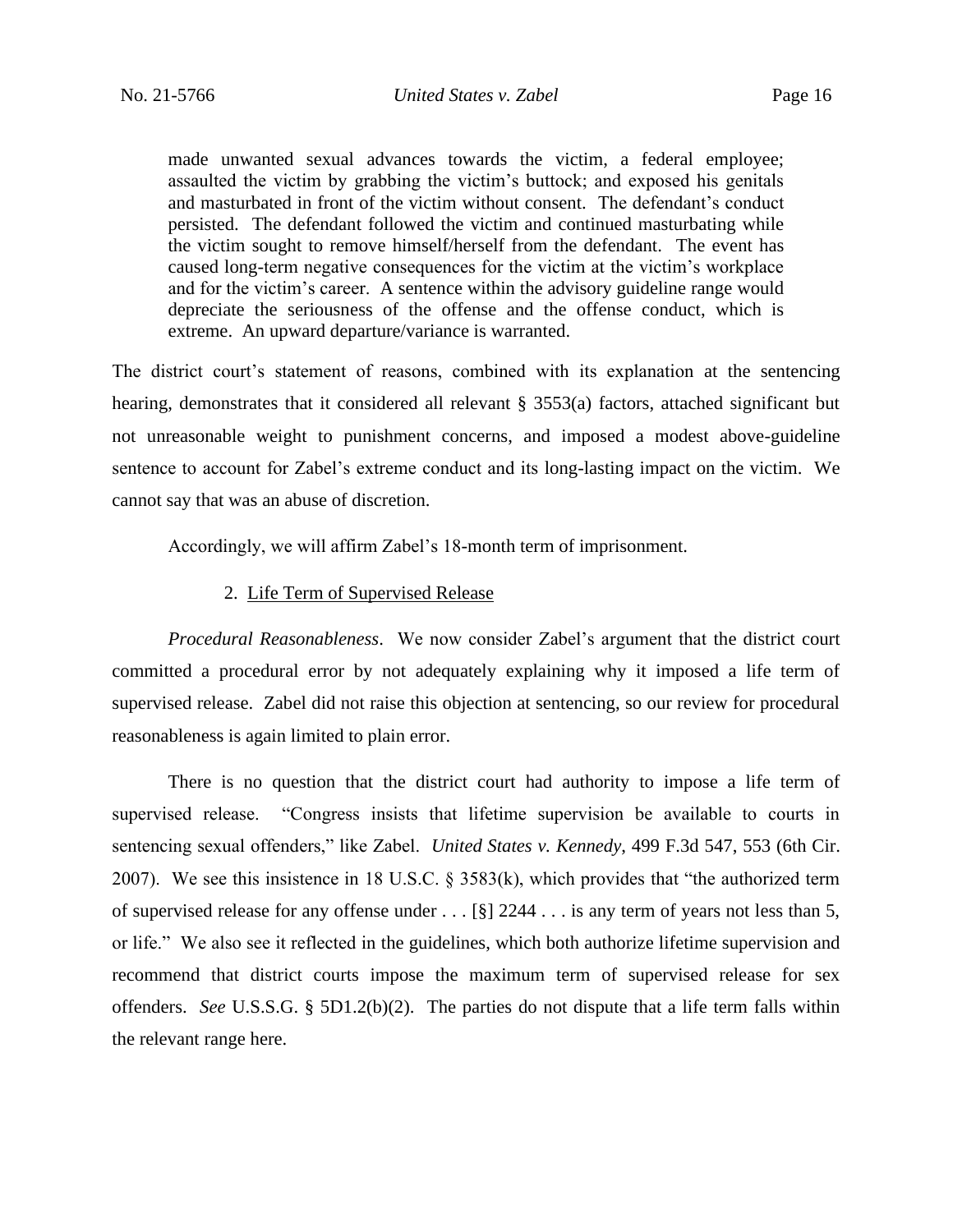> made unwanted sexual advances towards the victim, a federal employee; assaulted the victim by grabbing the victim's buttock; and exposed his genitals and masturbated in front of the victim without consent. The defendant's conduct persisted. The defendant followed the victim and continued masturbating while the victim sought to remove himself/herself from the defendant. The event has caused long-term negative consequences for the victim at the victim's workplace and for the victim's career. A sentence within the advisory guideline range would depreciate the seriousness of the offense and the offense conduct, which is extreme. An upward departure/variance is warranted.

The district court's statement of reasons, combined with its explanation at the sentencing hearing, demonstrates that it considered all relevant § 3553(a) factors, attached significant but not unreasonable weight to punishment concerns, and imposed a modest above-guideline sentence to account for Zabel's extreme conduct and its long-lasting impact on the victim. We cannot say that was an abuse of discretion.

Accordingly, we will affirm Zabel's 18-month term of imprisonment.

2. Life Term of Supervised Release

*Procedural Reasonableness*. We now consider Zabel's argument that the district court committed a procedural error by not adequately explaining why it imposed a life term of supervised release. Zabel did not raise this objection at sentencing, so our review for procedural reasonableness is again limited to plain error.

There is no question that the district court had authority to impose a life term of supervised release. "Congress insists that lifetime supervision be available to courts in sentencing sexual offenders," like Zabel. *United States v. Kennedy*, 499 F.3d 547, 553 (6th Cir. 2007). We see this insistence in 18 U.S.C. § 3583(k), which provides that "the authorized term of supervised release for any offense under . . . [§] 2244 . . . is any term of years not less than 5, or life." We also see it reflected in the guidelines, which both authorize lifetime supervision and recommend that district courts impose the maximum term of supervised release for sex offenders. *See* U.S.S.G. § 5D1.2(b)(2). The parties do not dispute that a life term falls within the relevant range here.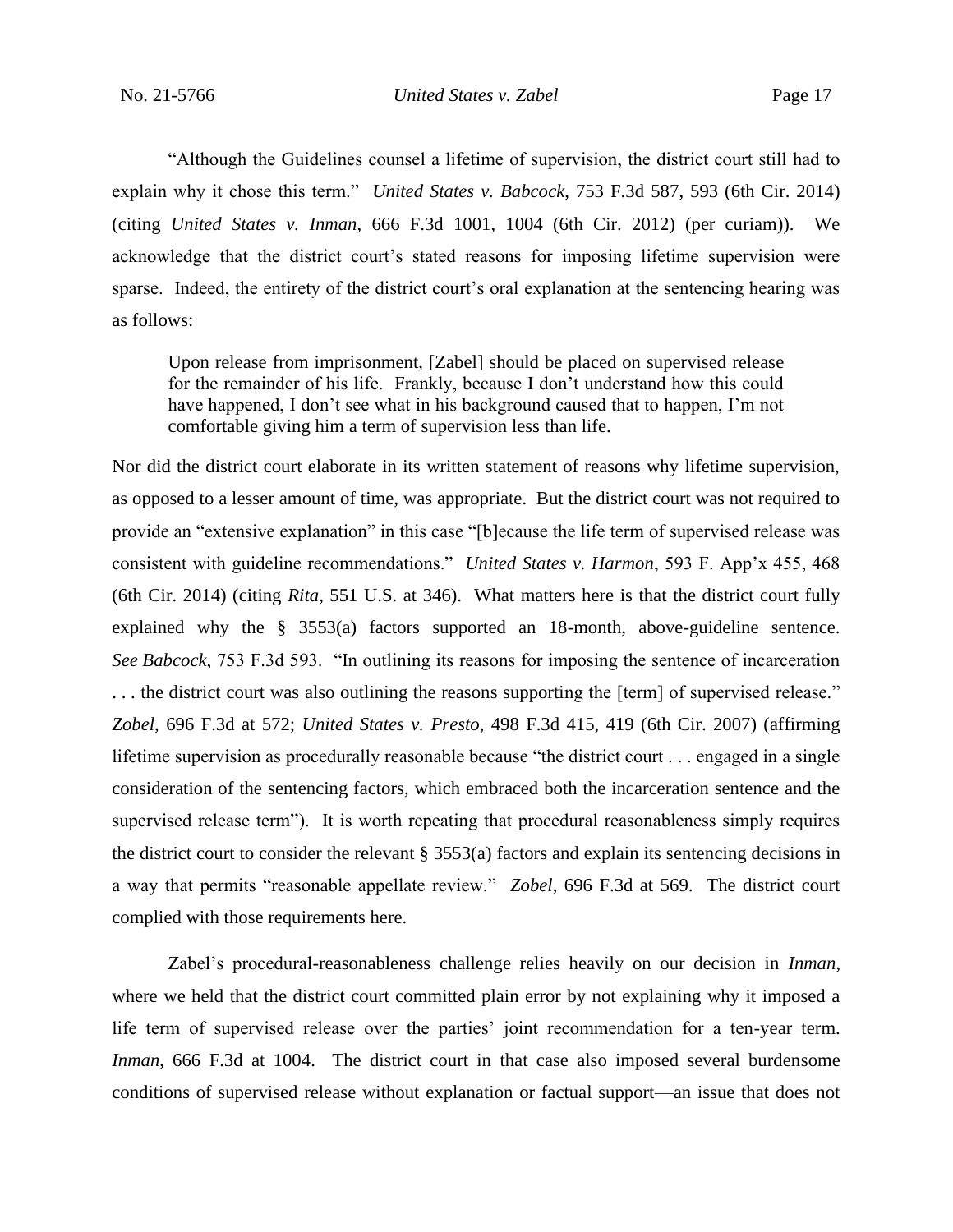"Although the Guidelines counsel a lifetime of supervision, the district court still had to explain why it chose this term." *United States v. Babcock*, 753 F.3d 587, 593 (6th Cir. 2014) (citing *United States v. Inman*, 666 F.3d 1001, 1004 (6th Cir. 2012) (per curiam)). We acknowledge that the district court's stated reasons for imposing lifetime supervision were sparse. Indeed, the entirety of the district court's oral explanation at the sentencing hearing was as follows:

> Upon release from imprisonment, [Zabel] should be placed on supervised release for the remainder of his life. Frankly, because I don't understand how this could have happened, I don't see what in his background caused that to happen, I'm not comfortable giving him a term of supervision less than life.

Nor did the district court elaborate in its written statement of reasons why lifetime supervision, as opposed to a lesser amount of time, was appropriate. But the district court was not required to provide an "extensive explanation" in this case "[b]ecause the life term of supervised release was consistent with guideline recommendations." *United States v. Harmon*, 593 F. App'x 455, 468 (6th Cir. 2014) (citing *Rita*, 551 U.S. at 346). What matters here is that the district court fully explained why the § 3553(a) factors supported an 18-month, above-guideline sentence. *See Babcock*, 753 F.3d 593. "In outlining its reasons for imposing the sentence of incarceration . . . the district court was also outlining the reasons supporting the [term] of supervised release." *Zobel*, 696 F.3d at 572; *United States v. Presto*, 498 F.3d 415, 419 (6th Cir. 2007) (affirming lifetime supervision as procedurally reasonable because "the district court . . . engaged in a single consideration of the sentencing factors, which embraced both the incarceration sentence and the supervised release term"). It is worth repeating that procedural reasonableness simply requires the district court to consider the relevant § 3553(a) factors and explain its sentencing decisions in a way that permits "reasonable appellate review." *Zobel*, 696 F.3d at 569. The district court complied with those requirements here.

Zabel's procedural-reasonableness challenge relies heavily on our decision in *Inman*, where we held that the district court committed plain error by not explaining why it imposed a life term of supervised release over the parties' joint recommendation for a ten-year term. *Inman*, 666 F.3d at 1004. The district court in that case also imposed several burdensome conditions of supervised release without explanation or factual support—an issue that does not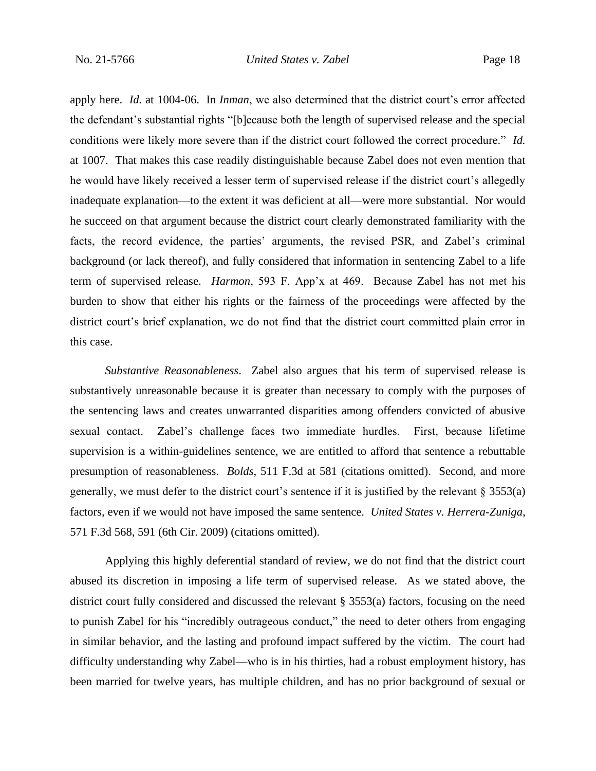apply here. *Id.* at 1004-06. In *Inman*, we also determined that the district court's error affected the defendant's substantial rights "[b]ecause both the length of supervised release and the special conditions were likely more severe than if the district court followed the correct procedure." *Id.* at 1007. That makes this case readily distinguishable because Zabel does not even mention that he would have likely received a lesser term of supervised release if the district court's allegedly inadequate explanation—to the extent it was deficient at all—were more substantial. Nor would he succeed on that argument because the district court clearly demonstrated familiarity with the facts, the record evidence, the parties' arguments, the revised PSR, and Zabel's criminal background (or lack thereof), and fully considered that information in sentencing Zabel to a life term of supervised release. *Harmon*, 593 F. App'x at 469. Because Zabel has not met his burden to show that either his rights or the fairness of the proceedings were affected by the district court's brief explanation, we do not find that the district court committed plain error in this case.

*Substantive Reasonableness*. Zabel also argues that his term of supervised release is substantively unreasonable because it is greater than necessary to comply with the purposes of the sentencing laws and creates unwarranted disparities among offenders convicted of abusive sexual contact. Zabel's challenge faces two immediate hurdles. First, because lifetime supervision is a within-guidelines sentence, we are entitled to afford that sentence a rebuttable presumption of reasonableness. *Bolds*, 511 F.3d at 581 (citations omitted). Second, and more generally, we must defer to the district court's sentence if it is justified by the relevant § 3553(a) factors, even if we would not have imposed the same sentence. *United States v. Herrera-Zuniga*, 571 F.3d 568, 591 (6th Cir. 2009) (citations omitted).

Applying this highly deferential standard of review, we do not find that the district court abused its discretion in imposing a life term of supervised release. As we stated above, the district court fully considered and discussed the relevant § 3553(a) factors, focusing on the need to punish Zabel for his "incredibly outrageous conduct," the need to deter others from engaging in similar behavior, and the lasting and profound impact suffered by the victim. The court had difficulty understanding why Zabel—who is in his thirties, had a robust employment history, has been married for twelve years, has multiple children, and has no prior background of sexual or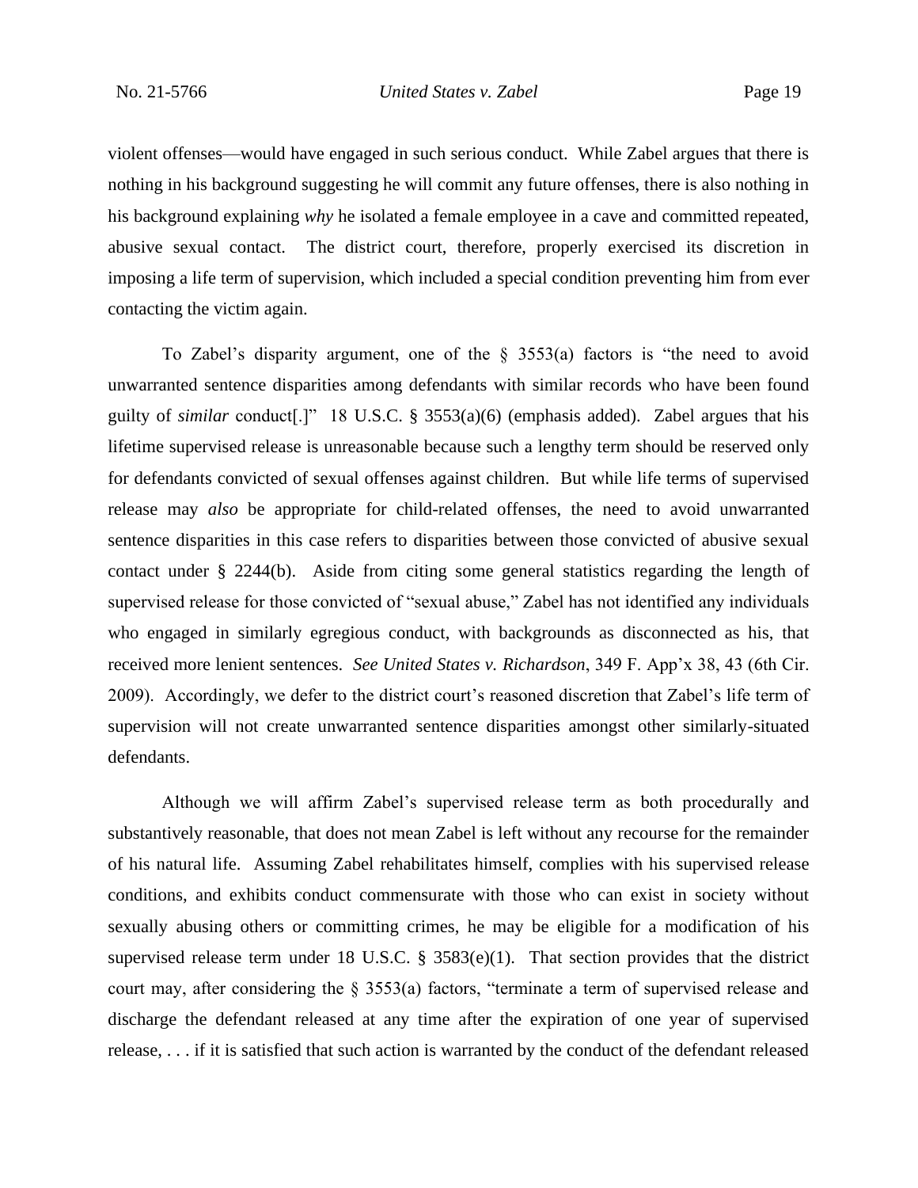violent offenses—would have engaged in such serious conduct. While Zabel argues that there is nothing in his background suggesting he will commit any future offenses, there is also nothing in his background explaining *why* he isolated a female employee in a cave and committed repeated, abusive sexual contact. The district court, therefore, properly exercised its discretion in imposing a life term of supervision, which included a special condition preventing him from ever contacting the victim again.

To Zabel's disparity argument, one of the § 3553(a) factors is "the need to avoid unwarranted sentence disparities among defendants with similar records who have been found guilty of *similar* conduct[.]" 18 U.S.C. § 3553(a)(6) (emphasis added). Zabel argues that his lifetime supervised release is unreasonable because such a lengthy term should be reserved only for defendants convicted of sexual offenses against children. But while life terms of supervised release may *also* be appropriate for child-related offenses, the need to avoid unwarranted sentence disparities in this case refers to disparities between those convicted of abusive sexual contact under § 2244(b). Aside from citing some general statistics regarding the length of supervised release for those convicted of "sexual abuse," Zabel has not identified any individuals who engaged in similarly egregious conduct, with backgrounds as disconnected as his, that received more lenient sentences. *See United States v. Richardson*, 349 F. App'x 38, 43 (6th Cir. 2009). Accordingly, we defer to the district court's reasoned discretion that Zabel's life term of supervision will not create unwarranted sentence disparities amongst other similarly-situated defendants.

Although we will affirm Zabel's supervised release term as both procedurally and substantively reasonable, that does not mean Zabel is left without any recourse for the remainder of his natural life. Assuming Zabel rehabilitates himself, complies with his supervised release conditions, and exhibits conduct commensurate with those who can exist in society without sexually abusing others or committing crimes, he may be eligible for a modification of his supervised release term under 18 U.S.C. § 3583(e)(1). That section provides that the district court may, after considering the § 3553(a) factors, "terminate a term of supervised release and discharge the defendant released at any time after the expiration of one year of supervised release, . . . if it is satisfied that such action is warranted by the conduct of the defendant released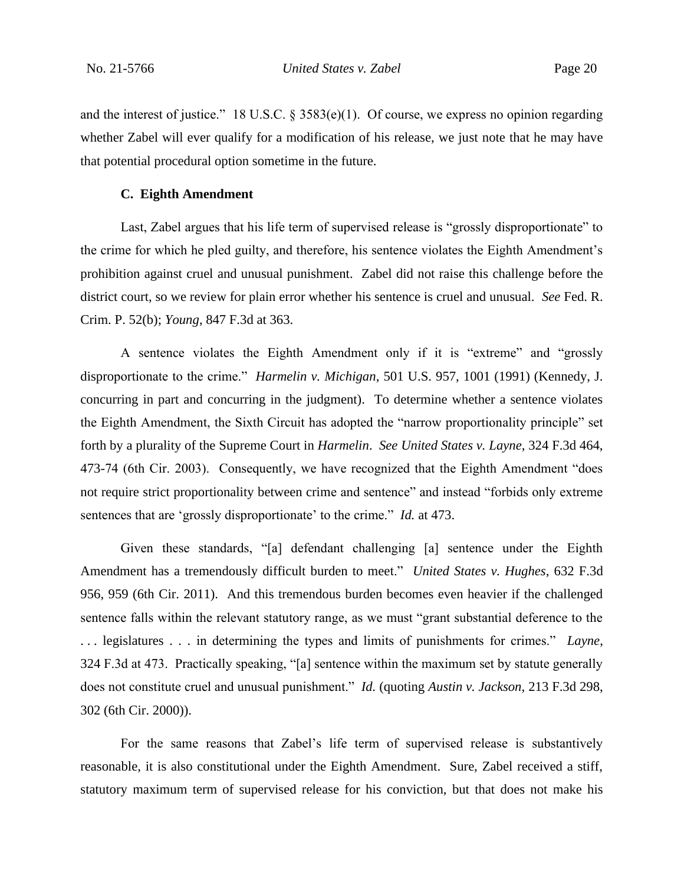and the interest of justice." 18 U.S.C. § 3583(e)(1). Of course, we express no opinion regarding whether Zabel will ever qualify for a modification of his release, we just note that he may have that potential procedural option sometime in the future.

### C. Eighth Amendment

Last, Zabel argues that his life term of supervised release is "grossly disproportionate" to the crime for which he pled guilty, and therefore, his sentence violates the Eighth Amendment's prohibition against cruel and unusual punishment. Zabel did not raise this challenge before the district court, so we review for plain error whether his sentence is cruel and unusual. *See* Fed. R. Crim. P. 52(b); *Young*, 847 F.3d at 363.

A sentence violates the Eighth Amendment only if it is "extreme" and "grossly disproportionate to the crime." *Harmelin v. Michigan*, 501 U.S. 957, 1001 (1991) (Kennedy, J. concurring in part and concurring in the judgment). To determine whether a sentence violates the Eighth Amendment, the Sixth Circuit has adopted the "narrow proportionality principle" set forth by a plurality of the Supreme Court in *Harmelin*. *See United States v. Layne*, 324 F.3d 464, 473-74 (6th Cir. 2003). Consequently, we have recognized that the Eighth Amendment "does not require strict proportionality between crime and sentence" and instead "forbids only extreme sentences that are 'grossly disproportionate' to the crime." *Id.* at 473.

Given these standards, "[a] defendant challenging [a] sentence under the Eighth Amendment has a tremendously difficult burden to meet." *United States v. Hughes*, 632 F.3d 956, 959 (6th Cir. 2011). And this tremendous burden becomes even heavier if the challenged sentence falls within the relevant statutory range, as we must "grant substantial deference to the . . . legislatures . . . in determining the types and limits of punishments for crimes." *Layne*, 324 F.3d at 473. Practically speaking, "[a] sentence within the maximum set by statute generally does not constitute cruel and unusual punishment." *Id.* (quoting *Austin v. Jackson*, 213 F.3d 298, 302 (6th Cir. 2000)).

For the same reasons that Zabel's life term of supervised release is substantively reasonable, it is also constitutional under the Eighth Amendment. Sure, Zabel received a stiff, statutory maximum term of supervised release for his conviction, but that does not make his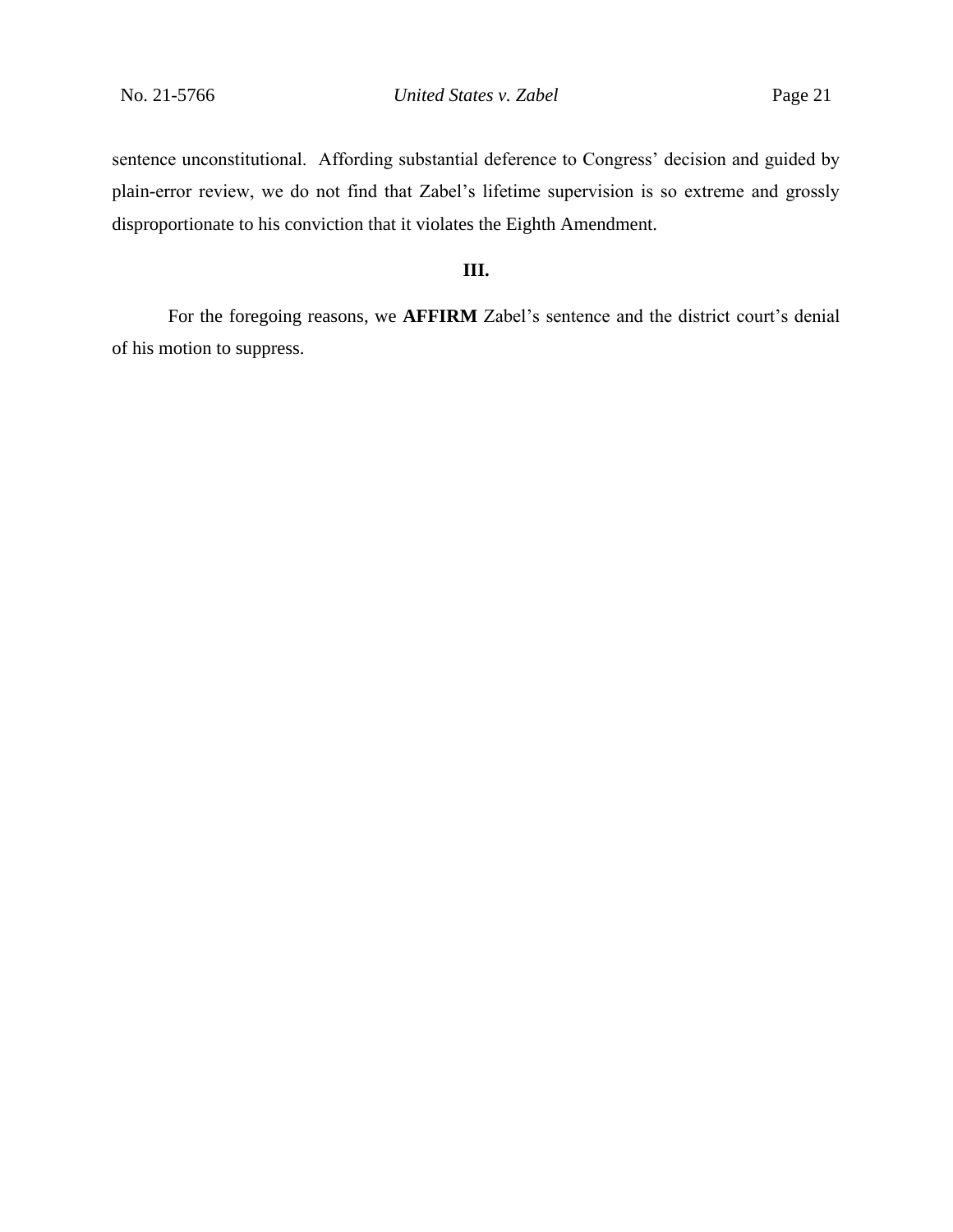sentence unconstitutional. Affording substantial deference to Congress' decision and guided by plain-error review, we do not find that Zabel's lifetime supervision is so extreme and grossly disproportionate to his conviction that it violates the Eighth Amendment.

## III.

For the foregoing reasons, we **AFFIRM** Zabel's sentence and the district court's denial of his motion to suppress.